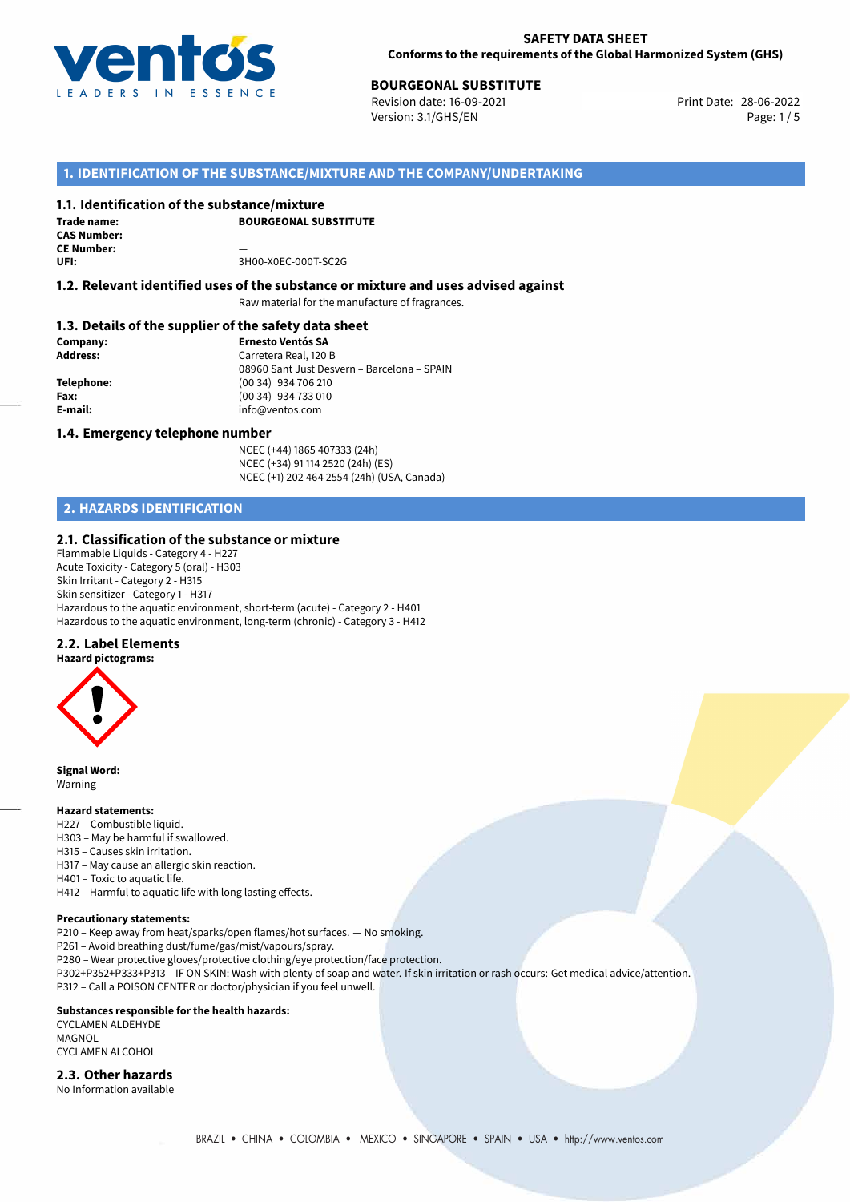# SAFETY DATA SHEET

**Conforms to the requirements of the Global Harmonized System (GHS)**

## BOURGEONAL SUBSTITUTE

Revision date: 16-09-2021
Version: 3.1/GHS/EN

Print Date: 28-06-2022

## 1. IDENTIFICATION OF THE SUBSTANCE/MIXTURE AND THE COMPANY/UNDERTAKING

### 1.1. Identification of the substance/mixture

**Trade name:** BOURGEONAL SUBSTITUTE
**CAS Number:** —
**CE Number:** —
**UFI:** 3H00-X0EC-000T-SC2G

### 1.2. Relevant identified uses of the substance or mixture and uses advised against

Raw material for the manufacture of fragrances.

### 1.3. Details of the supplier of the safety data sheet

**Company:** Ernesto Ventós SA
**Address:** Carretera Real, 120 B
08960 Sant Just Desvern – Barcelona – SPAIN
**Telephone:** (00 34) 934 706 210
**Fax:** (00 34) 934 733 010
**E-mail:** info@ventos.com

### 1.4. Emergency telephone number

NCEC (+44) 1865 407333 (24h)
NCEC (+34) 91 114 2520 (24h) (ES)
NCEC (+1) 202 464 2554 (24h) (USA, Canada)

## 2. HAZARDS IDENTIFICATION

### 2.1. Classification of the substance or mixture

Flammable Liquids - Category 4 - H227
Acute Toxicity - Category 5 (oral) - H303
Skin Irritant - Category 2 - H315
Skin sensitizer - Category 1 - H317
Hazardous to the aquatic environment, short-term (acute) - Category 2 - H401
Hazardous to the aquatic environment, long-term (chronic) - Category 3 - H412

### 2.2. Label Elements

**Hazard pictograms:**

**Signal Word:**
Warning

**Hazard statements:**
H227 – Combustible liquid.
H303 – May be harmful if swallowed.
H315 – Causes skin irritation.
H317 – May cause an allergic skin reaction.
H401 – Toxic to aquatic life.
H412 – Harmful to aquatic life with long lasting effects.

**Precautionary statements:**
P210 – Keep away from heat/sparks/open flames/hot surfaces. — No smoking.
P261 – Avoid breathing dust/fume/gas/mist/vapours/spray.
P280 – Wear protective gloves/protective clothing/eye protection/face protection.
P302+P352+P333+P313 – IF ON SKIN: Wash with plenty of soap and water. If skin irritation or rash occurs: Get medical advice/attention.
P312 – Call a POISON CENTER or doctor/physician if you feel unwell.

**Substances responsible for the health hazards:**
CYCLAMEN ALDEHYDE
MAGNOL
CYCLAMEN ALCOHOL

### 2.3. Other hazards

No Information available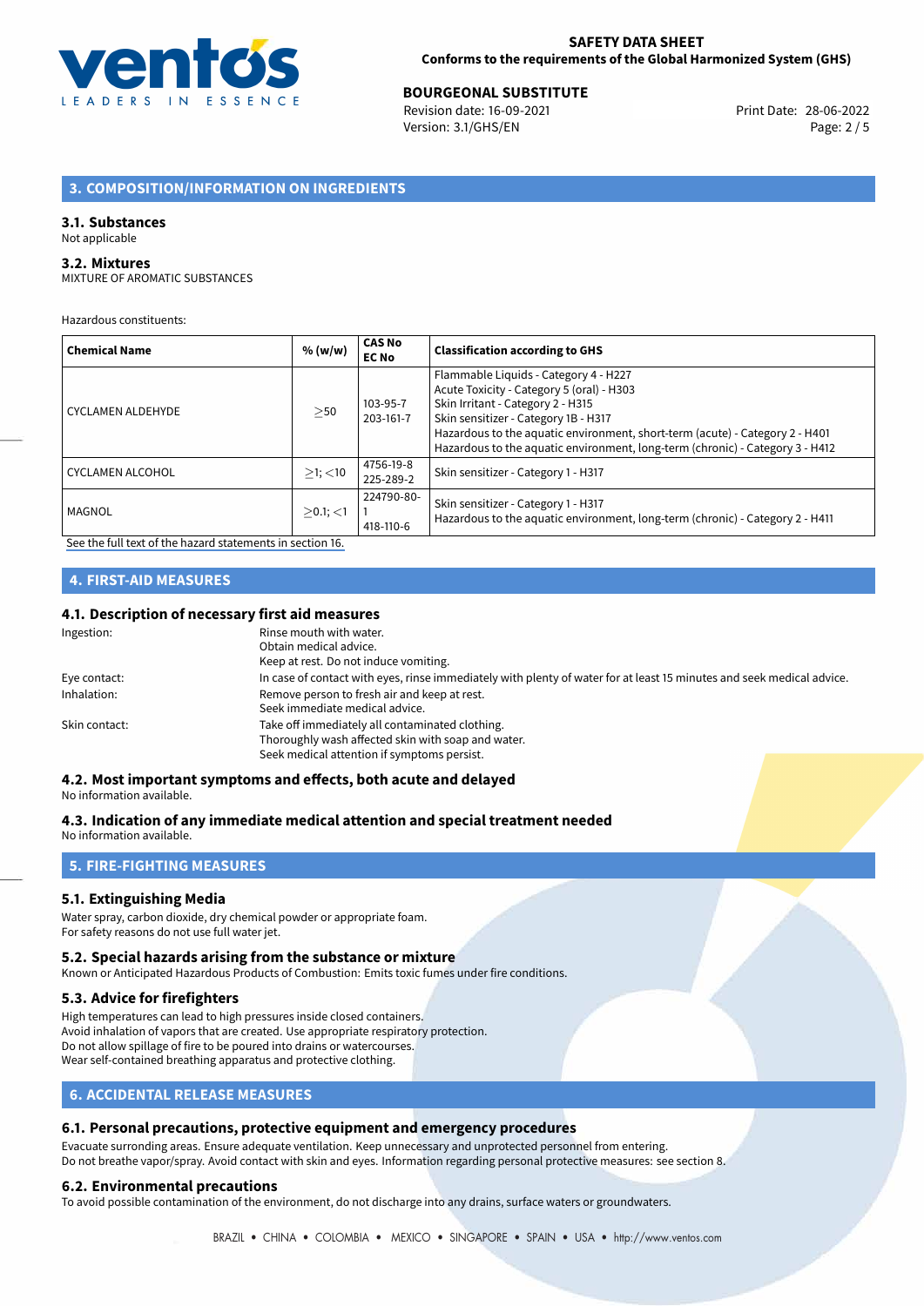## 3. COMPOSITION/INFORMATION ON INGREDIENTS

### 3.1. Substances

Not applicable

### 3.2. Mixtures

MIXTURE OF AROMATIC SUBSTANCES

Hazardous constituents:

| Chemical Name | % (w/w) | CAS No EC No | Classification according to GHS |
|---|---|---|---|
| CYCLAMEN ALDEHYDE | $\geq$50 | 103-95-7 203-161-7 | Flammable Liquids - Category 4 - H227 Acute Toxicity - Category 5 (oral) - H303 Skin Irritant - Category 2 - H315 Skin sensitizer - Category 1B - H317 Hazardous to the aquatic environment, short-term (acute) - Category 2 - H401 Hazardous to the aquatic environment, long-term (chronic) - Category 3 - H412 |
| CYCLAMEN ALCOHOL | $\geq$1; $<$10 | 4756-19-8 225-289-2 | Skin sensitizer - Category 1 - H317 |
| MAGNOL | $\geq$0.1; $<$1 | 224790-80-1 418-110-6 | Skin sensitizer - Category 1 - H317 Hazardous to the aquatic environment, long-term (chronic) - Category 2 - H411 |

See the full text of the hazard statements in section 16.

## 4. FIRST-AID MEASURES

### 4.1. Description of necessary first aid measures

Ingestion: Rinse mouth with water.
Obtain medical advice.
Keep at rest. Do not induce vomiting.

Eye contact: In case of contact with eyes, rinse immediately with plenty of water for at least 15 minutes and seek medical advice.

Inhalation: Remove person to fresh air and keep at rest.
Seek immediate medical advice.

Skin contact: Take off immediately all contaminated clothing.
Thoroughly wash affected skin with soap and water.
Seek medical attention if symptoms persist.

### 4.2. Most important symptoms and effects, both acute and delayed

No information available.

### 4.3. Indication of any immediate medical attention and special treatment needed

No information available.

## 5. FIRE-FIGHTING MEASURES

### 5.1. Extinguishing Media

Water spray, carbon dioxide, dry chemical powder or appropriate foam.
For safety reasons do not use full water jet.

### 5.2. Special hazards arising from the substance or mixture

Known or Anticipated Hazardous Products of Combustion: Emits toxic fumes under fire conditions.

### 5.3. Advice for firefighters

High temperatures can lead to high pressures inside closed containers.
Avoid inhalation of vapors that are created. Use appropriate respiratory protection.
Do not allow spillage of fire to be poured into drains or watercourses.
Wear self-contained breathing apparatus and protective clothing.

## 6. ACCIDENTAL RELEASE MEASURES

### 6.1. Personal precautions, protective equipment and emergency procedures

Evacuate surronding areas. Ensure adequate ventilation. Keep unnecessary and unprotected personnel from entering.
Do not breathe vapor/spray. Avoid contact with skin and eyes. Information regarding personal protective measures: see section 8.

### 6.2. Environmental precautions

To avoid possible contamination of the environment, do not discharge into any drains, surface waters or groundwaters.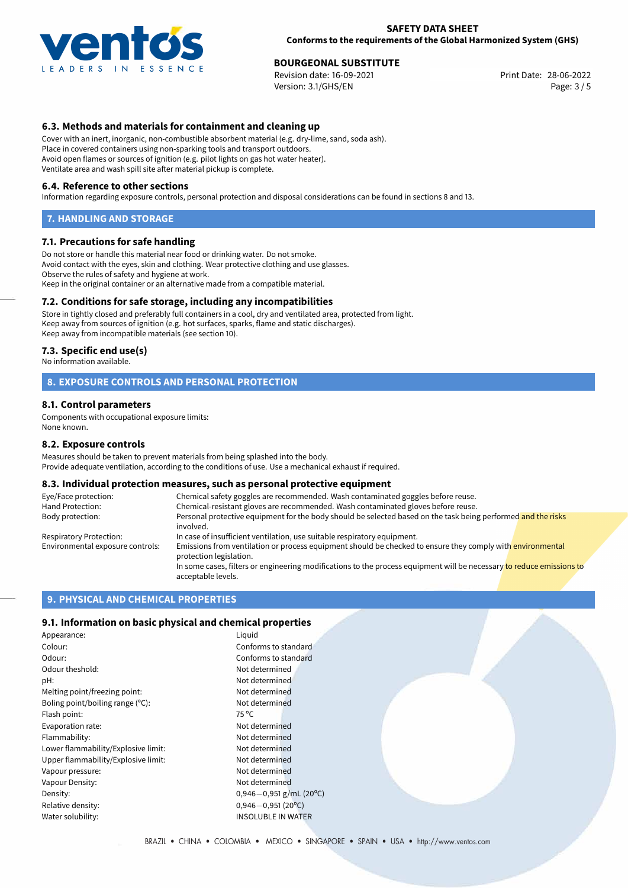### 6.3. Methods and materials for containment and cleaning up

Cover with an inert, inorganic, non-combustible absorbent material (e.g. dry-lime, sand, soda ash).
Place in covered containers using non-sparking tools and transport outdoors.
Avoid open flames or sources of ignition (e.g. pilot lights on gas hot water heater).
Ventilate area and wash spill site after material pickup is complete.

### 6.4. Reference to other sections

Information regarding exposure controls, personal protection and disposal considerations can be found in sections 8 and 13.

## 7. HANDLING AND STORAGE

### 7.1. Precautions for safe handling

Do not store or handle this material near food or drinking water. Do not smoke.
Avoid contact with the eyes, skin and clothing. Wear protective clothing and use glasses.
Observe the rules of safety and hygiene at work.
Keep in the original container or an alternative made from a compatible material.

### 7.2. Conditions for safe storage, including any incompatibilities

Store in tightly closed and preferably full containers in a cool, dry and ventilated area, protected from light.
Keep away from sources of ignition (e.g. hot surfaces, sparks, flame and static discharges).
Keep away from incompatible materials (see section 10).

### 7.3. Specific end use(s)

No information available.

## 8. EXPOSURE CONTROLS AND PERSONAL PROTECTION

### 8.1. Control parameters

Components with occupational exposure limits:
None known.

### 8.2. Exposure controls

Measures should be taken to prevent materials from being splashed into the body.
Provide adequate ventilation, according to the conditions of use. Use a mechanical exhaust if required.

### 8.3. Individual protection measures, such as personal protective equipment

| | |
|---|---|
| Eye/Face protection: | Chemical safety goggles are recommended. Wash contaminated goggles before reuse. |
| Hand Protection: | Chemical-resistant gloves are recommended. Wash contaminated gloves before reuse. |
| Body protection: | Personal protective equipment for the body should be selected based on the task being performed and the risks involved. |
| Respiratory Protection: | In case of insufficient ventilation, use suitable respiratory equipment. |
| Environmental exposure controls: | Emissions from ventilation or process equipment should be checked to ensure they comply with environmental protection legislation. In some cases, filters or engineering modifications to the process equipment will be necessary to reduce emissions to acceptable levels. |

## 9. PHYSICAL AND CHEMICAL PROPERTIES

### 9.1. Information on basic physical and chemical properties

| | |
|---|---|
| Appearance: | Liquid |
| Colour: | Conforms to standard |
| Odour: | Conforms to standard |
| Odour theshold: | Not determined |
| pH: | Not determined |
| Melting point/freezing point: | Not determined |
| Boling point/boiling range (°C): | Not determined |
| Flash point: | 75 °C |
| Evaporation rate: | Not determined |
| Flammability: | Not determined |
| Lower flammability/Explosive limit: | Not determined |
| Upper flammability/Explosive limit: | Not determined |
| Vapour pressure: | Not determined |
| Vapour Density: | Not determined |
| Density: | 0,946−0,951 g/mL (20°C) |
| Relative density: | 0,946−0,951 (20°C) |
| Water solubility: | INSOLUBLE IN WATER |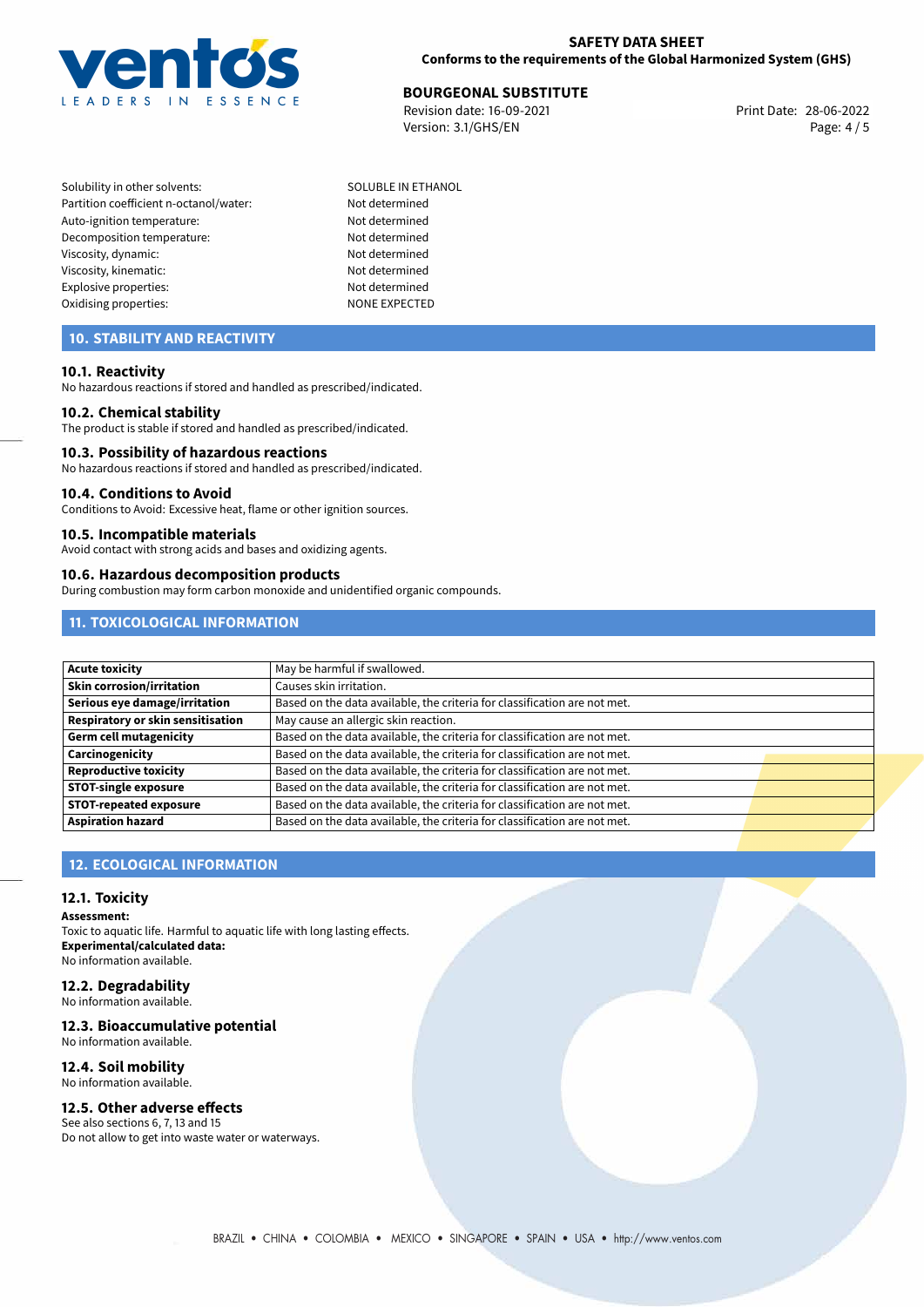| | |
|---|---|
| Solubility in other solvents: | SOLUBLE IN ETHANOL |
| Partition coefficient n-octanol/water: | Not determined |
| Auto-ignition temperature: | Not determined |
| Decomposition temperature: | Not determined |
| Viscosity, dynamic: | Not determined |
| Viscosity, kinematic: | Not determined |
| Explosive properties: | Not determined |
| Oxidising properties: | NONE EXPECTED |

## 10. STABILITY AND REACTIVITY

### 10.1. Reactivity

No hazardous reactions if stored and handled as prescribed/indicated.

### 10.2. Chemical stability

The product is stable if stored and handled as prescribed/indicated.

### 10.3. Possibility of hazardous reactions

No hazardous reactions if stored and handled as prescribed/indicated.

### 10.4. Conditions to Avoid

Conditions to Avoid: Excessive heat, flame or other ignition sources.

### 10.5. Incompatible materials

Avoid contact with strong acids and bases and oxidizing agents.

### 10.6. Hazardous decomposition products

During combustion may form carbon monoxide and unidentified organic compounds.

## 11. TOXICOLOGICAL INFORMATION

| | |
|---|---|
| **Acute toxicity** | May be harmful if swallowed. |
| **Skin corrosion/irritation** | Causes skin irritation. |
| **Serious eye damage/irritation** | Based on the data available, the criteria for classification are not met. |
| **Respiratory or skin sensitisation** | May cause an allergic skin reaction. |
| **Germ cell mutagenicity** | Based on the data available, the criteria for classification are not met. |
| **Carcinogenicity** | Based on the data available, the criteria for classification are not met. |
| **Reproductive toxicity** | Based on the data available, the criteria for classification are not met. |
| **STOT-single exposure** | Based on the data available, the criteria for classification are not met. |
| **STOT-repeated exposure** | Based on the data available, the criteria for classification are not met. |
| **Aspiration hazard** | Based on the data available, the criteria for classification are not met. |

## 12. ECOLOGICAL INFORMATION

### 12.1. Toxicity

**Assessment:**
Toxic to aquatic life. Harmful to aquatic life with long lasting effects.
**Experimental/calculated data:**
No information available.

### 12.2. Degradability

No information available.

### 12.3. Bioaccumulative potential

No information available.

### 12.4. Soil mobility

No information available.

### 12.5. Other adverse effects

See also sections 6, 7, 13 and 15
Do not allow to get into waste water or waterways.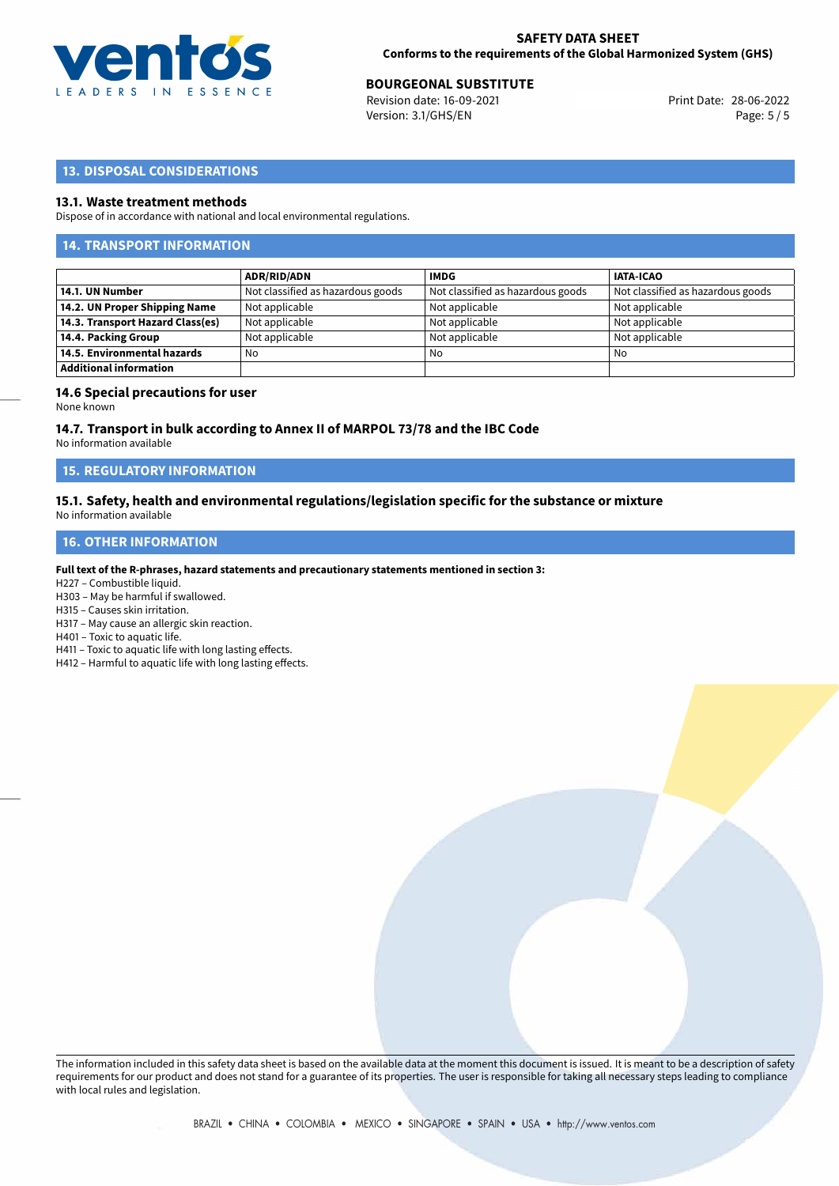## 13. DISPOSAL CONSIDERATIONS

### 13.1. Waste treatment methods

Dispose of in accordance with national and local environmental regulations.

## 14. TRANSPORT INFORMATION

| | ADR/RID/ADN | IMDG | IATA-ICAO |
|---|---|---|---|
| **14.1. UN Number** | Not classified as hazardous goods | Not classified as hazardous goods | Not classified as hazardous goods |
| **14.2. UN Proper Shipping Name** | Not applicable | Not applicable | Not applicable |
| **14.3. Transport Hazard Class(es)** | Not applicable | Not applicable | Not applicable |
| **14.4. Packing Group** | Not applicable | Not applicable | Not applicable |
| **14.5. Environmental hazards** | No | No | No |
| **Additional information** | | | |

### 14.6 Special precautions for user

None known

### 14.7. Transport in bulk according to Annex II of MARPOL 73/78 and the IBC Code

No information available

## 15. REGULATORY INFORMATION

### 15.1. Safety, health and environmental regulations/legislation specific for the substance or mixture

No information available

## 16. OTHER INFORMATION

**Full text of the R-phrases, hazard statements and precautionary statements mentioned in section 3:**

H227 – Combustible liquid.
H303 – May be harmful if swallowed.
H315 – Causes skin irritation.
H317 – May cause an allergic skin reaction.
H401 – Toxic to aquatic life.
H411 – Toxic to aquatic life with long lasting effects.
H412 – Harmful to aquatic life with long lasting effects.

The information included in this safety data sheet is based on the available data at the moment this document is issued. It is meant to be a description of safety requirements for our product and does not stand for a guarantee of its properties. The user is responsible for taking all necessary steps leading to compliance with local rules and legislation.